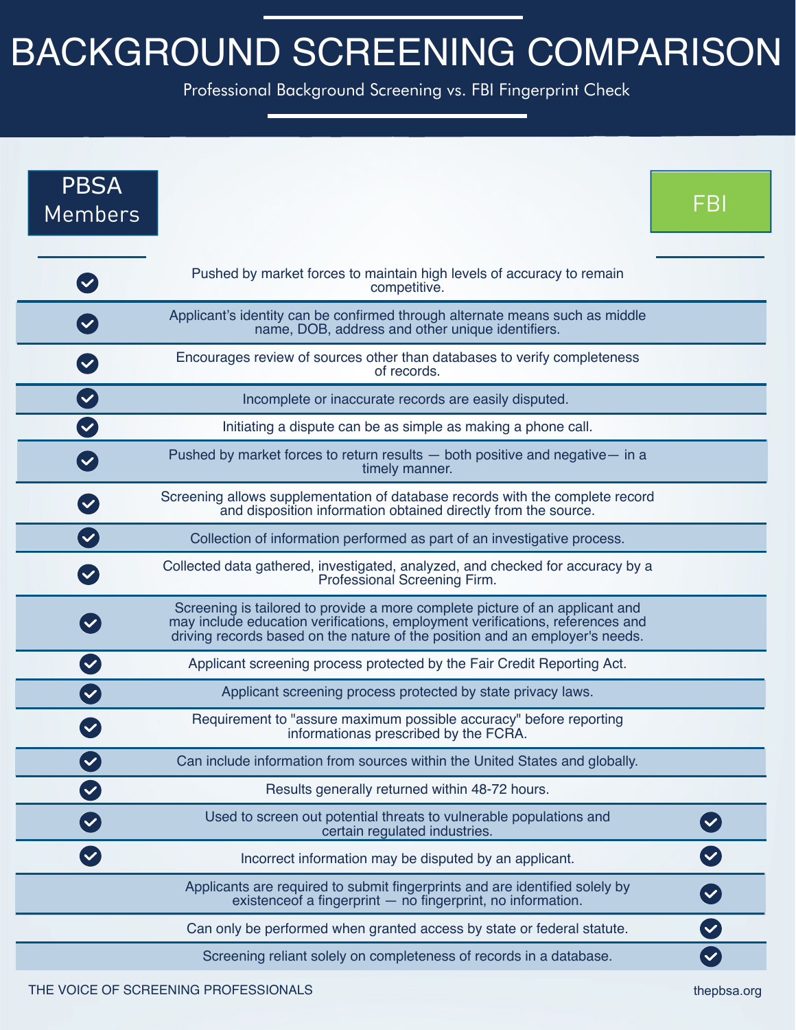# BACKGROUND SCREENING COMPARISON

Professional Background Screening vs. FBI Fingerprint Check

| PBSA Members | | FBI |
|---|---|---|
| ✔ | Pushed by market forces to maintain high levels of accuracy to remain competitive. | |
| ✔ | Applicant's identity can be confirmed through alternate means such as middle name, DOB, address and other unique identifiers. | |
| ✔ | Encourages review of sources other than databases to verify completeness of records. | |
| ✔ | Incomplete or inaccurate records are easily disputed. | |
| ✔ | Initiating a dispute can be as simple as making a phone call. | |
| ✔ | Pushed by market forces to return results — both positive and negative— in a timely manner. | |
| ✔ | Screening allows supplementation of database records with the complete record and disposition information obtained directly from the source. | |
| ✔ | Collection of information performed as part of an investigative process. | |
| ✔ | Collected data gathered, investigated, analyzed, and checked for accuracy by a Professional Screening Firm. | |
| ✔ | Screening is tailored to provide a more complete picture of an applicant and may include education verifications, employment verifications, references and driving records based on the nature of the position and an employer's needs. | |
| ✔ | Applicant screening process protected by the Fair Credit Reporting Act. | |
| ✔ | Applicant screening process protected by state privacy laws. | |
| ✔ | Requirement to "assure maximum possible accuracy" before reporting informationas prescribed by the FCRA. | |
| ✔ | Can include information from sources within the United States and globally. | |
| ✔ | Results generally returned within 48-72 hours. | |
| ✔ | Used to screen out potential threats to vulnerable populations and certain regulated industries. | ✔ |
| ✔ | Incorrect information may be disputed by an applicant. | ✔ |
| | Applicants are required to submit fingerprints and are identified solely by existenceof a fingerprint — no fingerprint, no information. | ✔ |
| | Can only be performed when granted access by state or federal statute. | ✔ |
| | Screening reliant solely on completeness of records in a database. | ✔ |

THE VOICE OF SCREENING PROFESSIONALS

thepbsa.org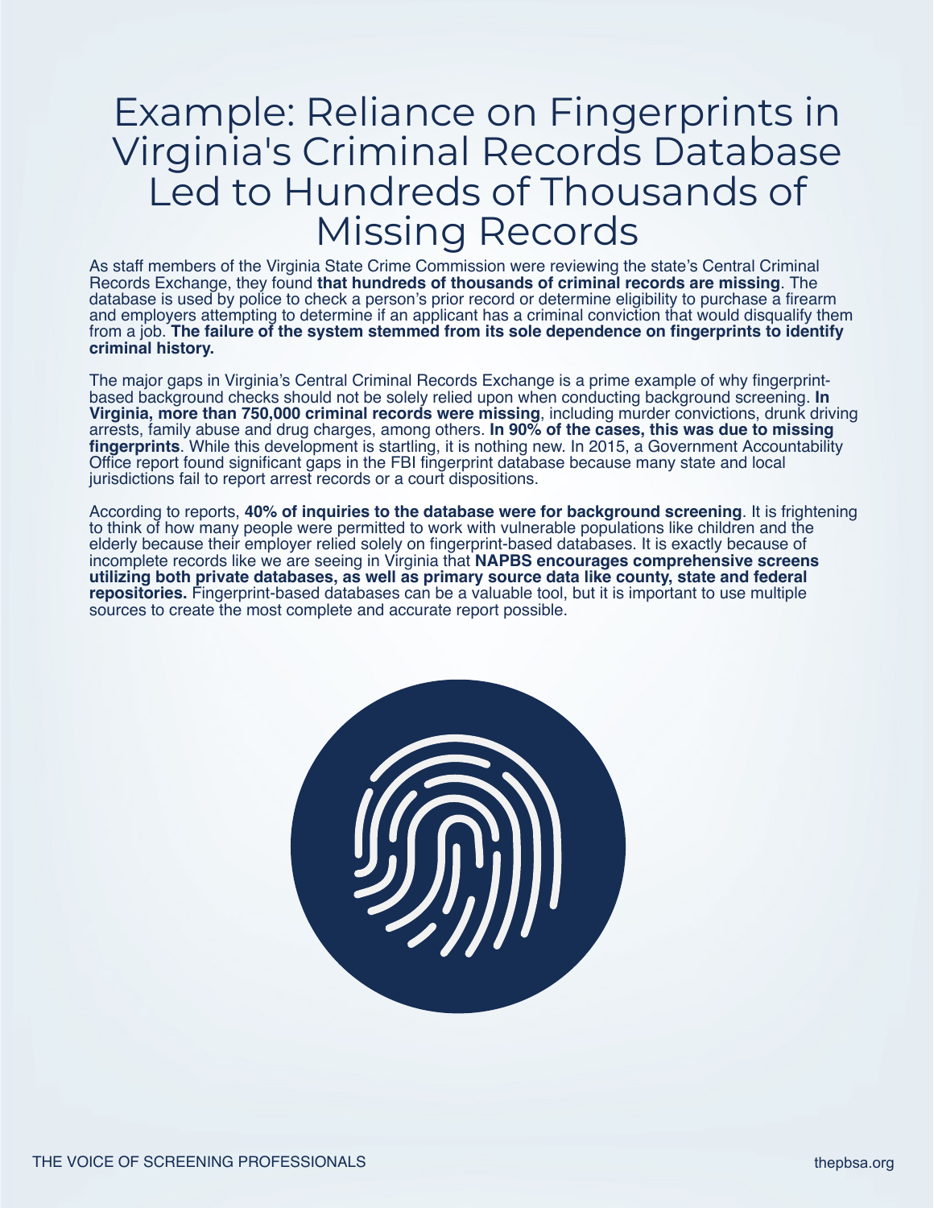# Example: Reliance on Fingerprints in Virginia's Criminal Records Database Led to Hundreds of Thousands of Missing Records

As staff members of the Virginia State Crime Commission were reviewing the state's Central Criminal Records Exchange, they found **that hundreds of thousands of criminal records are missing**. The database is used by police to check a person's prior record or determine eligibility to purchase a firearm and employers attempting to determine if an applicant has a criminal conviction that would disqualify them from a job. **The failure of the system stemmed from its sole dependence on fingerprints to identify criminal history.**

The major gaps in Virginia's Central Criminal Records Exchange is a prime example of why fingerprint-based background checks should not be solely relied upon when conducting background screening. **In Virginia, more than 750,000 criminal records were missing**, including murder convictions, drunk driving arrests, family abuse and drug charges, among others. **In 90% of the cases, this was due to missing fingerprints**. While this development is startling, it is nothing new. In 2015, a Government Accountability Office report found significant gaps in the FBI fingerprint database because many state and local jurisdictions fail to report arrest records or a court dispositions.

According to reports, **40% of inquiries to the database were for background screening**. It is frightening to think of how many people were permitted to work with vulnerable populations like children and the elderly because their employer relied solely on fingerprint-based databases. It is exactly because of incomplete records like we are seeing in Virginia that **NAPBS encourages comprehensive screens utilizing both private databases, as well as primary source data like county, state and federal repositories.** Fingerprint-based databases can be a valuable tool, but it is important to use multiple sources to create the most complete and accurate report possible.